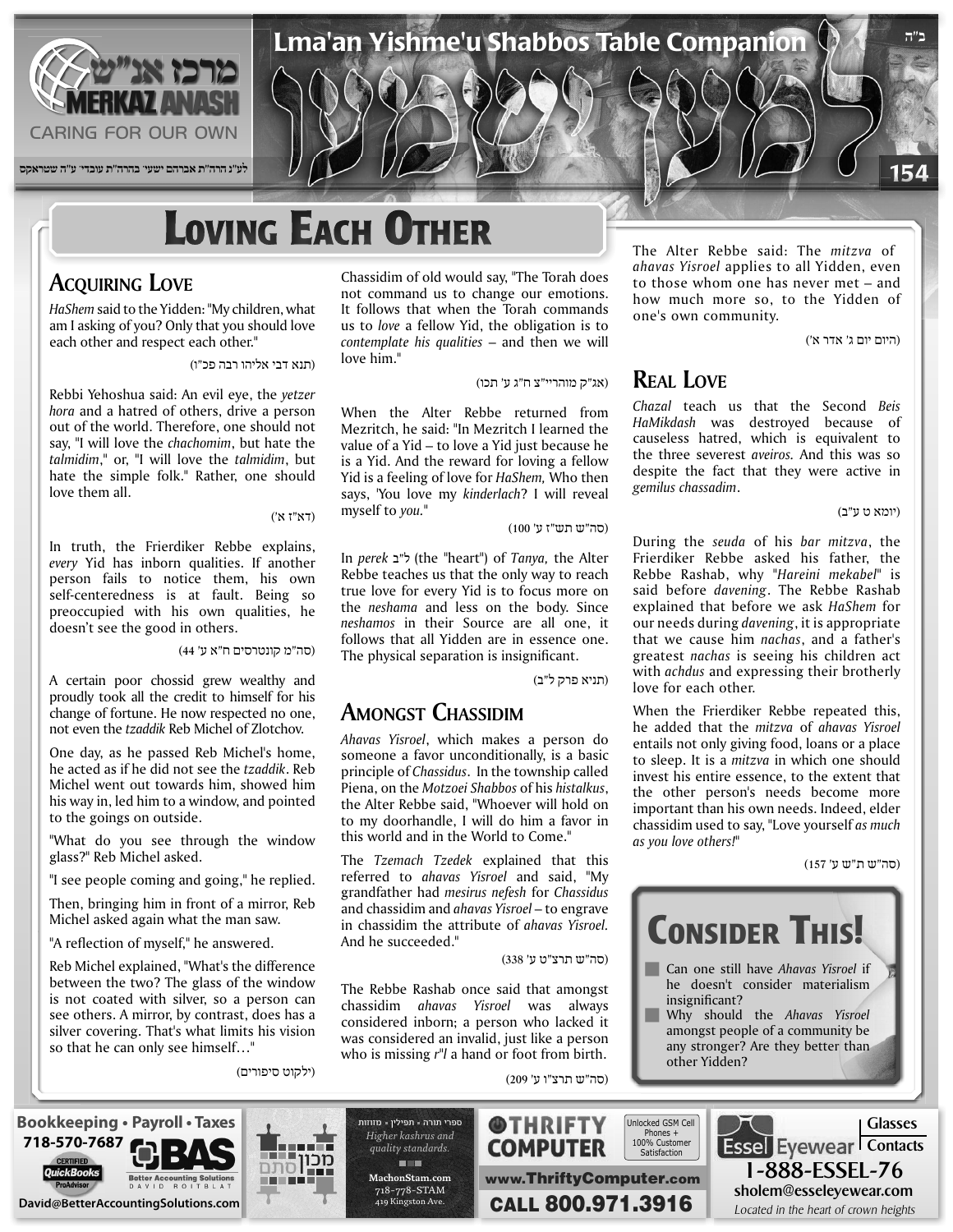# Loving Each Other

## Acquiring Love

*HaShem* said to the Yidden: "My children, what am I asking of you? Only that you should love each other and respect each other."

(תנא דבי אליהו רבה פכ"ו)

Rebbi Yehoshua said: An evil eye, the *yetzer hora* and a hatred of others, drive a person out of the world. Therefore, one should not say, "I will love the *chachomim*, but hate the *talmidim*," or, "I will love the *talmidim*, but hate the simple folk." Rather, one should love them all.

(דא"ז א')

In truth, the Frierdiker Rebbe explains, *every* Yid has inborn qualities. If another person fails to notice them, his own self-centeredness is at fault. Being so preoccupied with his own qualities, he doesn't see the good in others.

(סה"מ קונטרסים ח"א ע' 44)

A certain poor chossid grew wealthy and proudly took all the credit to himself for his change of fortune. He now respected no one, not even the *tzaddik* Reb Michel of Zlotchov.

One day, as he passed Reb Michel's home, he acted as if he did not see the *tzaddik*. Reb Michel went out towards him, showed him his way in, led him to a window, and pointed to the goings on outside.

"What do you see through the window glass?" Reb Michel asked.

"I see people coming and going," he replied.

Then, bringing him in front of a mirror, Reb Michel asked again what the man saw.

"A reflection of myself," he answered.

Reb Michel explained, "What's the difference between the two? The glass of the window is not coated with silver, so a person can see others. A mirror, by contrast, does has a silver covering. That's what limits his vision so that he can only see himself…"

(ילקוט סיפורים)

Chassidim of old would say, "The Torah does not command us to change our emotions. It follows that when the Torah commands us to *love* a fellow Yid, the obligation is to *contemplate his qualities* – and then we will love him."

(אג"ק מוהריי"צ ח"ג ע' תכו)

When the Alter Rebbe returned from Mezritch, he said: "In Mezritch I learned the value of a Yid – to love a Yid just because he is a Yid. And the reward for loving a fellow Yid is a feeling of love for *HaShem,* Who then says, 'You love my *kinderlach*? I will reveal myself to *you*.'"

(סה"ש תש"ז ע' 100)

In *perek* ל"ב (the "heart") of *Tanya,* the Alter Rebbe teaches us that the only way to reach true love for every Yid is to focus more on the *neshama* and less on the body. Since *neshamos* in their Source are all one, it follows that all Yidden are in essence one. The physical separation is insignificant.

(תניא פרק ל"ב)

## Amongst Chassidim

*Ahavas Yisroel*, which makes a person do someone a favor unconditionally, is a basic principle of *Chassidus*. In the township called Piena, on the *Motzoei Shabbos* of his *histalkus*, the Alter Rebbe said, "Whoever will hold on to my doorhandle, I will do him a favor in this world and in the World to Come."

The *Tzemach Tzedek* explained that this referred to *ahavas Yisroel* and said, "My grandfather had *mesirus nefesh* for *Chassidus* and chassidim and *ahavas Yisroel* – to engrave in chassidim the attribute of *ahavas Yisroel.* And he succeeded."

(סה"ש תרצ"ט ע' 338)

The Rebbe Rashab once said that amongst chassidim *ahavas Yisroel* was always considered inborn; a person who lacked it was considered an invalid, just like a person who is missing *r"l* a hand or foot from birth.

(סה"ש תרצ"ו ע' 209)

The Alter Rebbe said: The *mitzva* of *ahavas Yisroel* applies to all Yidden, even to those whom one has never met – and how much more so, to the Yidden of one's own community.

(היום יום ג' אדר א')

## Real Love

*Chazal* teach us that the Second *Beis HaMikdash* was destroyed because of causeless hatred, which is equivalent to the three severest *aveiros.* And this was so despite the fact that they were active in *gemilus chassadim*.

(יומא ט ע"ב)

During the *seuda* of his *bar mitzva*, the Frierdiker Rebbe asked his father, the Rebbe Rashab, why "*Hareini mekabel*" is said before *davening*. The Rebbe Rashab explained that before we ask *HaShem* for our needs during *davening*, it is appropriate that we cause him *nachas*, and a father's greatest *nachas* is seeing his children act with *achdus* and expressing their brotherly love for each other.

When the Frierdiker Rebbe repeated this, he added that the *mitzva* of *ahavas Yisroel* entails not only giving food, loans or a place to sleep. It is a *mitzva* in which one should invest his entire essence, to the extent that the other person's needs become more important than his own needs. Indeed, elder chassidim used to say, "Love yourself *as much as you love others!*"

(סה"ש ת"ש ע' 157)

## Consider This!

- Can one still have *Ahavas Yisroel* if he doesn't consider materialism insignificant?
- Why should the *Ahavas Yisroel* amongst people of a community be any stronger? Are they better than other Yidden?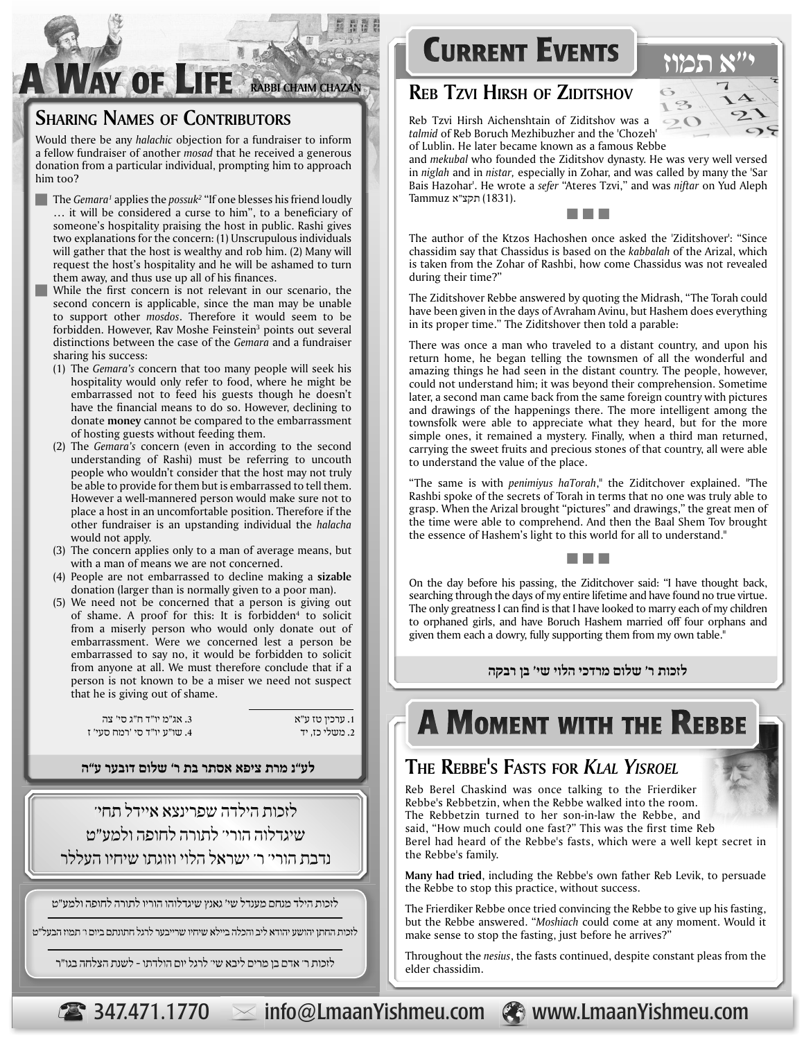# A Way of Life

RABBI CHAIM CHAZAN

## Sharing Names of Contributors

Would there be any *halachic* objection for a fundraiser to inform a fellow fundraiser of another *mosad* that he received a generous donation from a particular individual, prompting him to approach him too?

- The *Gemara*[1] applies the *possuk*[2] "If one blesses his friend loudly … it will be considered a curse to him", to a beneficiary of someone's hospitality praising the host in public. Rashi gives two explanations for the concern: (1) Unscrupulous individuals will gather that the host is wealthy and rob him. (2) Many will request the host's hospitality and he will be ashamed to turn them away, and thus use up all of his finances.
- While the first concern is not relevant in our scenario, the second concern is applicable, since the man may be unable to support other *mosdos*. Therefore it would seem to be forbidden. However, Rav Moshe Feinstein[3] points out several distinctions between the case of the *Gemara* and a fundraiser sharing his success:
  1. The *Gemara's* concern that too many people will seek his hospitality would only refer to food, where he might be embarrassed not to feed his guests though he doesn't have the financial means to do so. However, declining to donate **money** cannot be compared to the embarrassment of hosting guests without feeding them.
  2. The *Gemara's* concern (even in according to the second understanding of Rashi) must be referring to uncouth people who wouldn't consider that the host may not truly be able to provide for them but is embarrassed to tell them. However a well-mannered person would make sure not to place a host in an uncomfortable position. Therefore if the other fundraiser is an upstanding individual the *halacha* would not apply.
  3. The concern applies only to a man of average means, but with a man of means we are not concerned.
  4. People are not embarrassed to decline making a **sizable** donation (larger than is normally given to a poor man).
  5. We need not be concerned that a person is giving out of shame. A proof for this: It is forbidden[4] to solicit from a miserly person who would only donate out of embarrassment. Were we concerned lest a person be embarrassed to say no, it would be forbidden to solicit from anyone at all. We must therefore conclude that if a person is not known to be a miser we need not suspect that he is giving out of shame.

1. ערכין טז ע"א
2. משלי כז, יד
3. אג"מ יו"ד ח"ג סי' צה
4. שו"ע יו"ד סי' רמח סעי' ז

לע"נ מרת ציפא אסתר בת ר' שלום דובער ע"ה

לזכות הילדה שפרינצא איידל תחי'
שיגדלוה הורי' לתורה לחופה ולמע"ט
נדבת הורי' ר' ישראל הלוי וזוגתו שיחיו העללר

לזכות הילד מנחם מענדל שי' גאנץ שיגדלוהו הוריו לתורה לחופה ולמע"ט

לזכות החתן יהושע יהודא ליב והכלה ביילא שיחיו שרייבער לרגל חתונתם ביום ו' תמוז הבעל"ט

לזכות ר' אדם בן מרים ליבא שי' לרגל יום הולדתו - לשנת הצלחה בגו"ר

# Current Events

י"א תמוז

## Reb Tzvi Hirsh of Ziditshov

Reb Tzvi Hirsh Aichenshtain of Ziditshov was a *talmid* of Reb Boruch Mezhibuzher and the 'Chozeh' of Lublin. He later became known as a famous Rebbe and *mekubal* who founded the Ziditshov dynasty. He was very well versed in *niglah* and in *nistar*, especially in Zohar, and was called by many the 'Sar Bais Hazohar'. He wrote a *sefer* "Ateres Tzvi," and was *niftar* on Yud Aleph Tammuz תקצ"א (1831).

■ ■ ■

The author of the Ktzos Hachoshen once asked the 'Ziditshover': "Since chassidim say that Chassidus is based on the *kabbalah* of the Arizal, which is taken from the Zohar of Rashbi, how come Chassidus was not revealed during their time?"

The Ziditshover Rebbe answered by quoting the Midrash, "The Torah could have been given in the days of Avraham Avinu, but Hashem does everything in its proper time." The Ziditshover then told a parable:

There was once a man who traveled to a distant country, and upon his return home, he began telling the townsmen of all the wonderful and amazing things he had seen in the distant country. The people, however, could not understand him; it was beyond their comprehension. Sometime later, a second man came back from the same foreign country with pictures and drawings of the happenings there. The more intelligent among the townsfolk were able to appreciate what they heard, but for the more simple ones, it remained a mystery. Finally, when a third man returned, carrying the sweet fruits and precious stones of that country, all were able to understand the value of the place.

"The same is with *penimiyus haTorah*," the Ziditchover explained. "The Rashbi spoke of the secrets of Torah in terms that no one was truly able to grasp. When the Arizal brought "pictures" and drawings," the great men of the time were able to comprehend. And then the Baal Shem Tov brought the essence of Hashem's light to this world for all to understand."

■ ■ ■

On the day before his passing, the Ziditchover said: "I have thought back, searching through the days of my entire lifetime and have found no true virtue. The only greatness I can find is that I have looked to marry each of my children to orphaned girls, and have Boruch Hashem married off four orphans and given them each a dowry, fully supporting them from my own table."

לזכות ר' שלום מרדכי הלוי שי' בן רבקה

# A Moment with the Rebbe

## The Rebbe's Fasts for *Klal Yisroel*

Reb Berel Chaskind was once talking to the Frierdiker Rebbe's Rebbetzin, when the Rebbe walked into the room. The Rebbetzin turned to her son-in-law the Rebbe, and said, "How much could one fast?" This was the first time Reb Berel had heard of the Rebbe's fasts, which were a well kept secret in the Rebbe's family.

**Many had tried**, including the Rebbe's own father Reb Levik, to persuade the Rebbe to stop this practice, without success.

The Frierdiker Rebbe once tried convincing the Rebbe to give up his fasting, but the Rebbe answered. "*Moshiach* could come at any moment. Would it make sense to stop the fasting, just before he arrives?"

Throughout the *nesius*, the fasts continued, despite constant pleas from the elder chassidim.

347.471.1770 info@LmaanYishmeu.com www.LmaanYishmeu.com